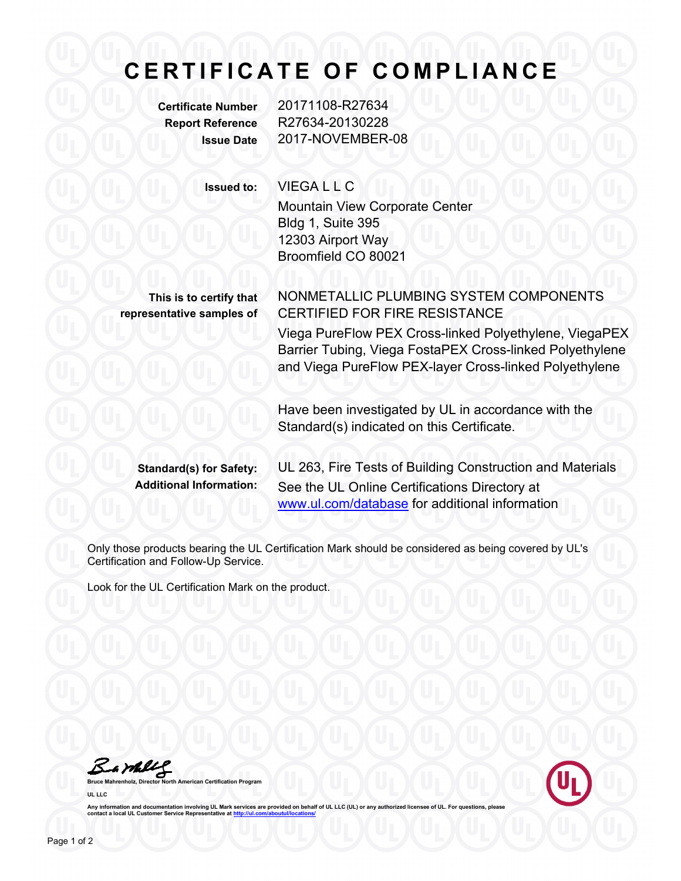# CERTIFICATE OF COMPLIANCE

| | |
|---|---|
| **Certificate Number** | 20171108-R27634 |
| **Report Reference** | R27634-20130228 |
| **Issue Date** | 2017-NOVEMBER-08 |

**Issued to:** VIEGA L L C
Mountain View Corporate Center
Bldg 1, Suite 395
12303 Airport Way
Broomfield CO 80021

**This is to certify that representative samples of**

NONMETALLIC PLUMBING SYSTEM COMPONENTS CERTIFIED FOR FIRE RESISTANCE

Viega PureFlow PEX Cross-linked Polyethylene, ViegaPEX Barrier Tubing, Viega FostaPEX Cross-linked Polyethylene and Viega PureFlow PEX-layer Cross-linked Polyethylene

Have been investigated by UL in accordance with the Standard(s) indicated on this Certificate.

**Standard(s) for Safety:** UL 263, Fire Tests of Building Construction and Materials

**Additional Information:** See the UL Online Certifications Directory at [www.ul.com/database](www.ul.com/database) for additional information

Only those products bearing the UL Certification Mark should be considered as being covered by UL's Certification and Follow-Up Service.

Look for the UL Certification Mark on the product.

Bruce Mahrenholz, Director North American Certification Program

UL LLC

Any information and documentation involving UL Mark services are provided on behalf of UL LLC (UL) or any authorized licensee of UL. For questions, please contact a local UL Customer Service Representative at [http://ul.com/aboutul/locations/](http://ul.com/aboutul/locations/)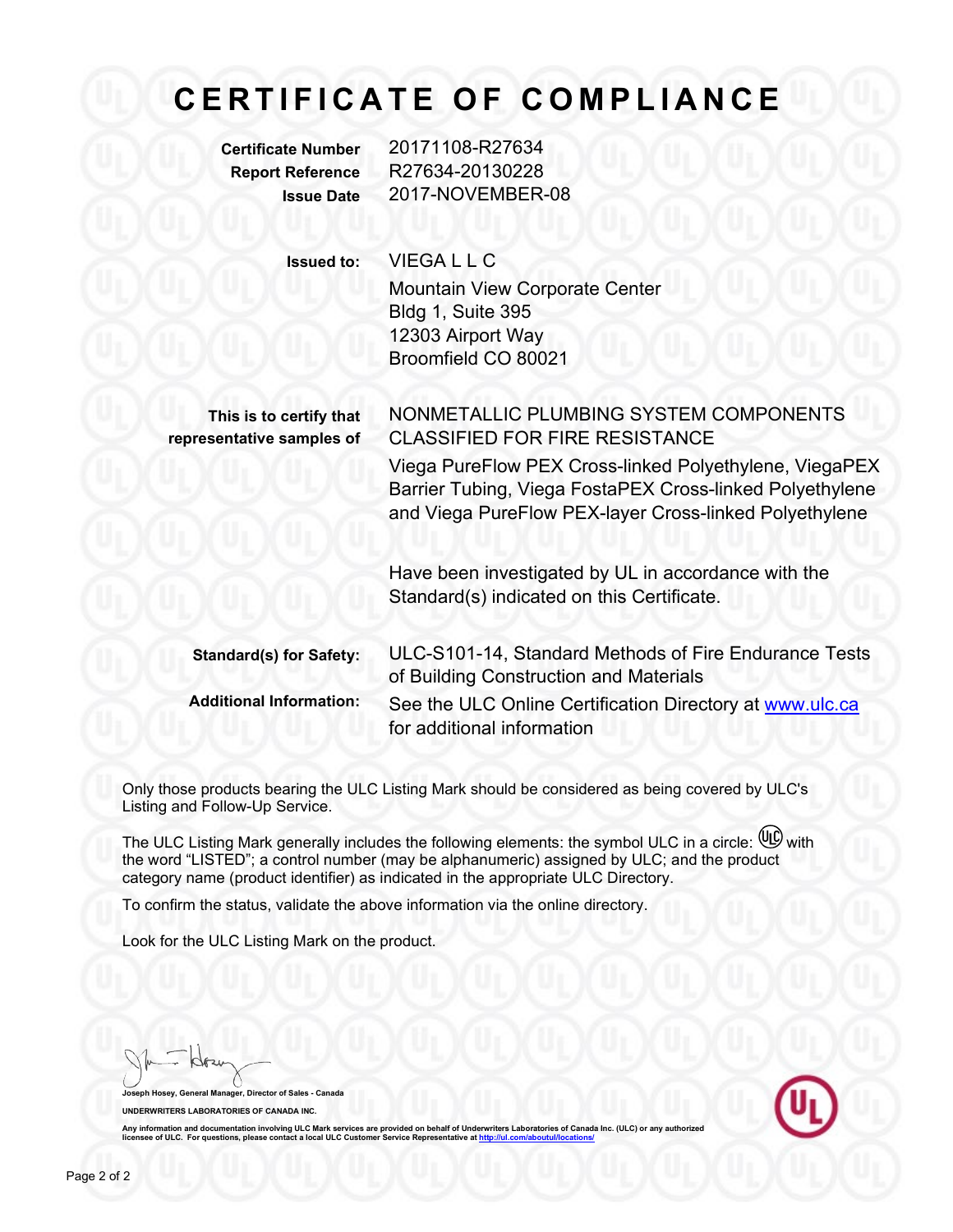# CERTIFICATE OF COMPLIANCE

**Certificate Number** 20171108-R27634
**Report Reference** R27634-20130228
**Issue Date** 2017-NOVEMBER-08

**Issued to:** VIEGA L L C
Mountain View Corporate Center
Bldg 1, Suite 395
12303 Airport Way
Broomfield CO 80021

**This is to certify that representative samples of**

NONMETALLIC PLUMBING SYSTEM COMPONENTS CLASSIFIED FOR FIRE RESISTANCE

Viega PureFlow PEX Cross-linked Polyethylene, ViegaPEX Barrier Tubing, Viega FostaPEX Cross-linked Polyethylene and Viega PureFlow PEX-layer Cross-linked Polyethylene

Have been investigated by UL in accordance with the Standard(s) indicated on this Certificate.

**Standard(s) for Safety:** ULC-S101-14, Standard Methods of Fire Endurance Tests of Building Construction and Materials

**Additional Information:** See the ULC Online Certification Directory at www.ulc.ca for additional information

Only those products bearing the ULC Listing Mark should be considered as being covered by ULC's Listing and Follow-Up Service.

The ULC Listing Mark generally includes the following elements: the symbol ULC in a circle: with the word "LISTED"; a control number (may be alphanumeric) assigned by ULC; and the product category name (product identifier) as indicated in the appropriate ULC Directory.

To confirm the status, validate the above information via the online directory.

Look for the ULC Listing Mark on the product.

**Joseph Hosey, General Manager, Director of Sales - Canada**

**UNDERWRITERS LABORATORIES OF CANADA INC.**

**Any information and documentation involving ULC Mark services are provided on behalf of Underwriters Laboratories of Canada Inc. (ULC) or any authorized licensee of ULC. For questions, please contact a local ULC Customer Service Representative at http://ul.com/aboutul/locations/**